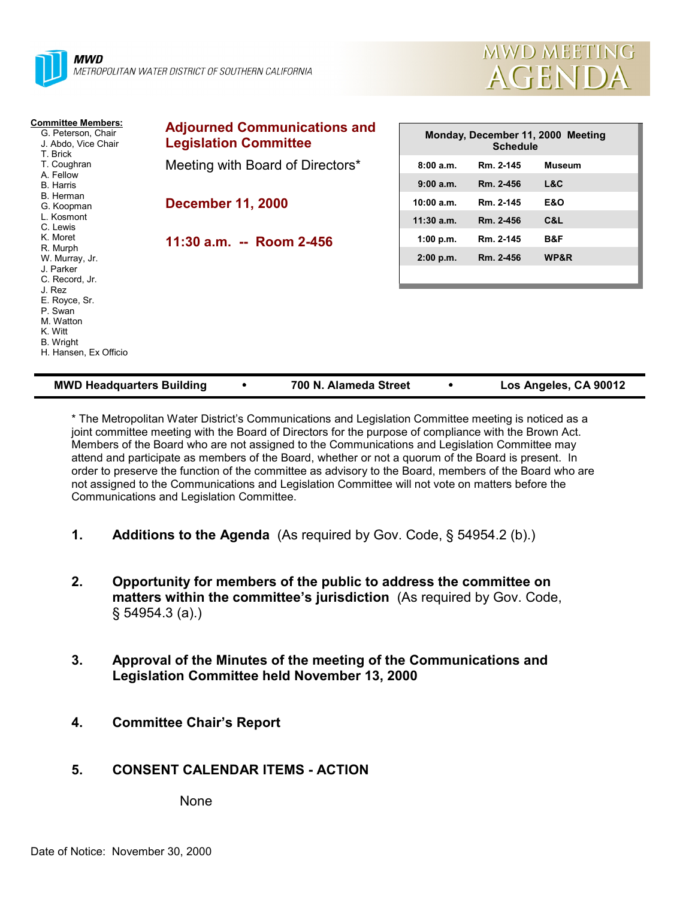**MWD**
METROPOLITAN WATER DISTRICT OF SOUTHERN CALIFORNIA

# MWD MEETING AGENDA

**Committee Members:**
- G. Peterson, Chair
- J. Abdo, Vice Chair
- T. Brick
- T. Coughran
- A. Fellow
- B. Harris
- B. Herman
- G. Koopman
- L. Kosmont
- C. Lewis
- K. Moret
- R. Murph
- W. Murray, Jr.
- J. Parker
- C. Record, Jr.
- J. Rez
- E. Royce, Sr.
- P. Swan
- M. Watton
- K. Witt
- B. Wright
- H. Hansen, Ex Officio

## Adjourned Communications and Legislation Committee

Meeting with Board of Directors*

**December 11, 2000**

**11:30 a.m. -- Room 2-456**

| Monday, December 11, 2000 Meeting Schedule | | |
|---|---|---|
| 8:00 a.m. | Rm. 2-145 | Museum |
| 9:00 a.m. | Rm. 2-456 | L&C |
| 10:00 a.m. | Rm. 2-145 | E&O |
| 11:30 a.m. | Rm. 2-456 | C&L |
| 1:00 p.m. | Rm. 2-145 | B&F |
| 2:00 p.m. | Rm. 2-456 | WP&R |

**MWD Headquarters Building • 700 N. Alameda Street • Los Angeles, CA 90012**

* The Metropolitan Water District's Communications and Legislation Committee meeting is noticed as a joint committee meeting with the Board of Directors for the purpose of compliance with the Brown Act. Members of the Board who are not assigned to the Communications and Legislation Committee may attend and participate as members of the Board, whether or not a quorum of the Board is present. In order to preserve the function of the committee as advisory to the Board, members of the Board who are not assigned to the Communications and Legislation Committee will not vote on matters before the Communications and Legislation Committee.

1. **Additions to the Agenda** (As required by Gov. Code, § 54954.2 (b).)

2. **Opportunity for members of the public to address the committee on matters within the committee's jurisdiction** (As required by Gov. Code, § 54954.3 (a).)

3. **Approval of the Minutes of the meeting of the Communications and Legislation Committee held November 13, 2000**

4. **Committee Chair's Report**

5. **CONSENT CALENDAR ITEMS - ACTION**

   None

Date of Notice: November 30, 2000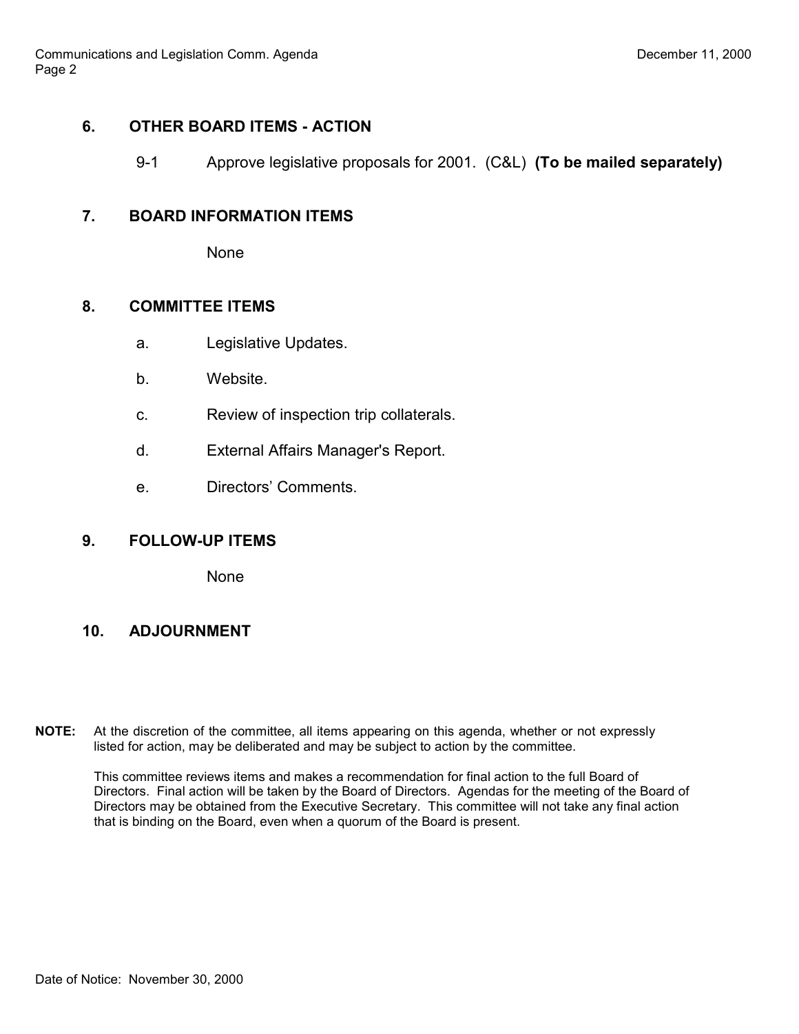## 6. OTHER BOARD ITEMS - ACTION

9-1 Approve legislative proposals for 2001. (C&L) **(To be mailed separately)**

## 7. BOARD INFORMATION ITEMS

None

## 8. COMMITTEE ITEMS

a. Legislative Updates.

b. Website.

c. Review of inspection trip collaterals.

d. External Affairs Manager's Report.

e. Directors' Comments.

## 9. FOLLOW-UP ITEMS

None

## 10. ADJOURNMENT

**NOTE:** At the discretion of the committee, all items appearing on this agenda, whether or not expressly listed for action, may be deliberated and may be subject to action by the committee.

This committee reviews items and makes a recommendation for final action to the full Board of Directors. Final action will be taken by the Board of Directors. Agendas for the meeting of the Board of Directors may be obtained from the Executive Secretary. This committee will not take any final action that is binding on the Board, even when a quorum of the Board is present.

Date of Notice: November 30, 2000